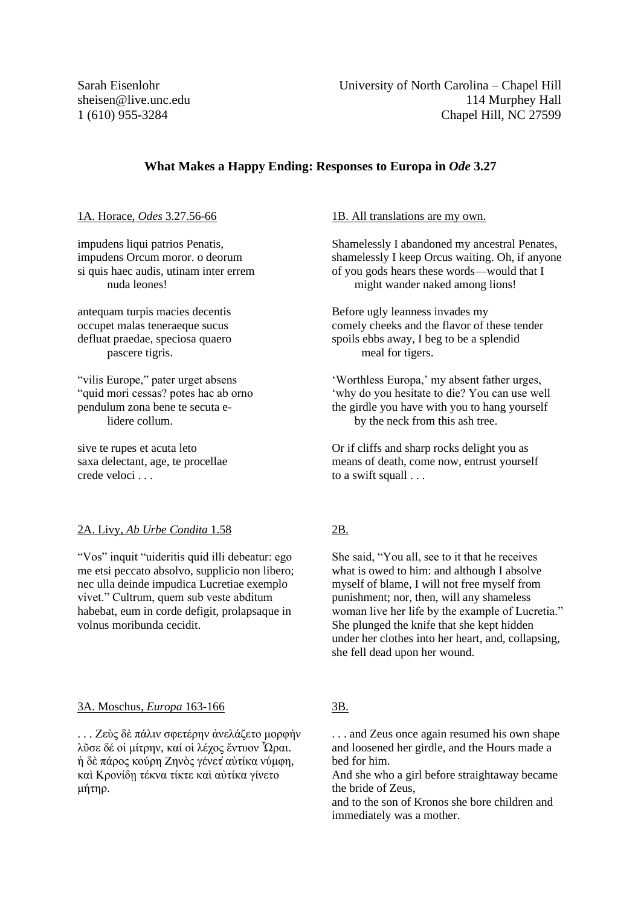Sarah Eisenlohr
sheisen@live.unc.edu
1 (610) 955-3284

University of North Carolina – Chapel Hill
114 Murphey Hall
Chapel Hill, NC 27599

## What Makes a Happy Ending: Responses to Europa in *Ode* 3.27

### 1A. Horace, *Odes* 3.27.56-66

impudens liqui patrios Penatis,
impudens Orcum moror. o deorum
si quis haec audis, utinam inter errem
nuda leones!

antequam turpis macies decentis
occupet malas teneraeque sucus
defluat praedae, speciosa quaero
pascere tigris.

"vilis Europe," pater urget absens
"quid mori cessas? potes hac ab orno
pendulum zona bene te secuta e-
lidere collum.

sive te rupes et acuta leto
saxa delectant, age, te procellae
crede veloci . . .

### 1B. All translations are my own.

Shamelessly I abandoned my ancestral Penates,
shamelessly I keep Orcus waiting. Oh, if anyone
of you gods hears these words—would that I
might wander naked among lions!

Before ugly leanness invades my
comely cheeks and the flavor of these tender
spoils ebbs away, I beg to be a splendid
meal for tigers.

'Worthless Europa,' my absent father urges,
'why do you hesitate to die? You can use well
the girdle you have with you to hang yourself
by the neck from this ash tree.

Or if cliffs and sharp rocks delight you as
means of death, come now, entrust yourself
to a swift squall . . .

### 2A. Livy, *Ab Urbe Condita* 1.58

"Vos" inquit "uideritis quid illi debeatur: ego me etsi peccato absolvo, supplicio non libero; nec ulla deinde impudica Lucretiae exemplo vivet." Cultrum, quem sub veste abditum habebat, eum in corde defigit, prolapsaque in volnus moribunda cecidit.

### 2B.

She said, "You all, see to it that he receives what is owed to him: and although I absolve myself of blame, I will not free myself from punishment; nor, then, will any shameless woman live her life by the example of Lucretia." She plunged the knife that she kept hidden under her clothes into her heart, and, collapsing, she fell dead upon her wound.

### 3A. Moschus, *Europa* 163-166

. . . Ζεὺς δὲ πάλιν σφετέρην ἀνελάζετο μορφήν
λῦσε δέ οἱ μίτρην, καί οἱ λέχος ἔντυον Ὧραι.
ἡ δὲ πάρος κούρη Ζηνὸς γένετ᾽ αὐτίκα νύμφη,
καὶ Κρονίδῃ τέκνα τίκτε καὶ αὐτίκα γίνετο
μήτηρ.

### 3B.

. . . and Zeus once again resumed his own shape and loosened her girdle, and the Hours made a bed for him.
And she who a girl before straightaway became the bride of Zeus,
and to the son of Kronos she bore children and immediately was a mother.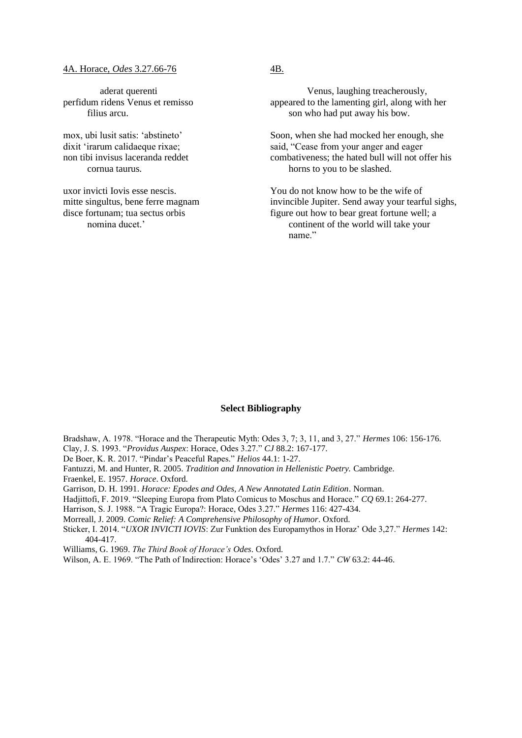4A. Horace, *Odes* 3.27.66-76

aderat querenti
perfidum ridens Venus et remisso
filius arcu.

mox, ubi lusit satis: 'abstineto'
dixit 'irarum calidaeque rixae;
non tibi invisus laceranda reddet
cornua taurus.

uxor invicti Iovis esse nescis.
mitte singultus, bene ferre magnam
disce fortunam; tua sectus orbis
nomina ducet.'

4B.

Venus, laughing treacherously,
appeared to the lamenting girl, along with her
son who had put away his bow.

Soon, when she had mocked her enough, she
said, "Cease from your anger and eager
combativeness; the hated bull will not offer his
horns to you to be slashed.

You do not know how to be the wife of
invincible Jupiter. Send away your tearful sighs,
figure out how to bear great fortune well; a
continent of the world will take your
name."

**Select Bibliography**

Bradshaw, A. 1978. "Horace and the Therapeutic Myth: Odes 3, 7; 3, 11, and 3, 27." *Hermes* 106: 156-176.

Clay, J. S. 1993. "*Providus Auspex*: Horace, Odes 3.27." *CJ* 88.2: 167-177.

De Boer, K. R. 2017. "Pindar's Peaceful Rapes." *Helios* 44.1: 1-27.

Fantuzzi, M. and Hunter, R. 2005. *Tradition and Innovation in Hellenistic Poetry.* Cambridge.

Fraenkel, E. 1957. *Horace*. Oxford.

Garrison, D. H. 1991. *Horace: Epodes and Odes, A New Annotated Latin Edition*. Norman.

Hadjittofi, F. 2019. "Sleeping Europa from Plato Comicus to Moschus and Horace." *CQ* 69.1: 264-277.

Harrison, S. J. 1988. "A Tragic Europa?: Horace, Odes 3.27." *Hermes* 116: 427-434.

Morreall, J. 2009. *Comic Relief: A Comprehensive Philosophy of Humor*. Oxford.

Sticker, I. 2014. "*UXOR INVICTI IOVIS*: Zur Funktion des Europamythos in Horaz' Ode 3,27." *Hermes* 142: 404-417.

Williams, G. 1969. *The Third Book of Horace's Odes*. Oxford.

Wilson, A. E. 1969. "The Path of Indirection: Horace's 'Odes' 3.27 and 1.7." *CW* 63.2: 44-46.